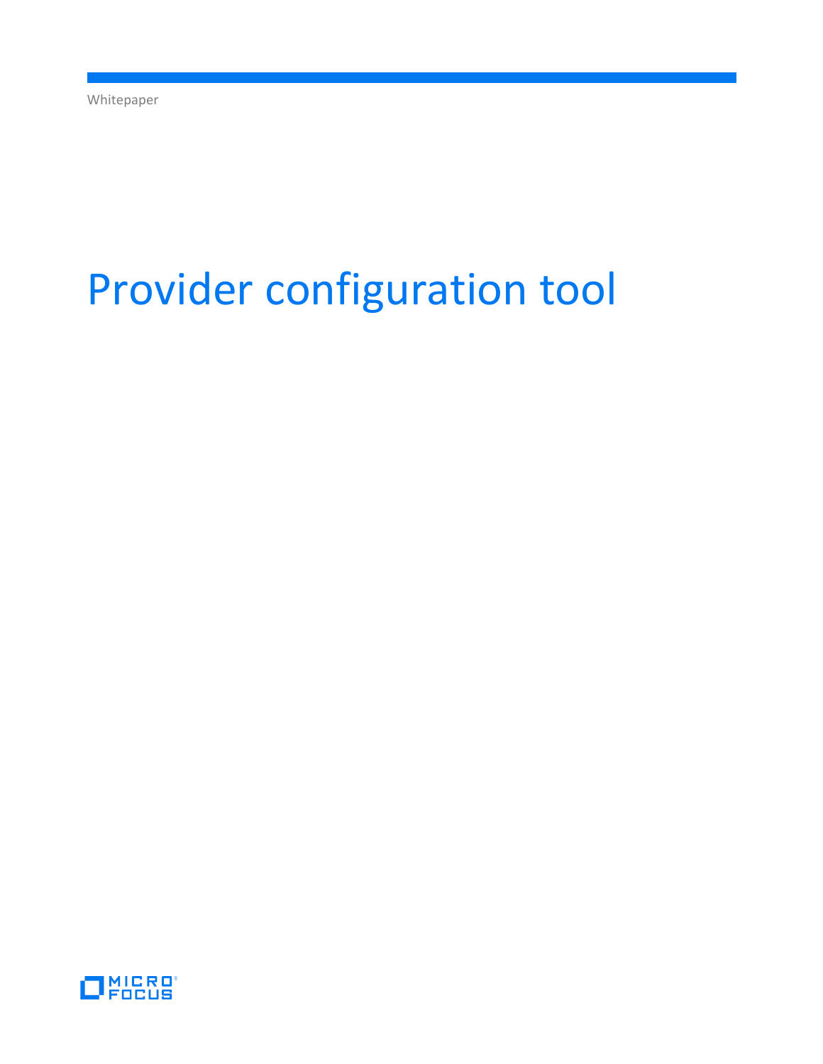Whitepaper

# Provider configuration tool

MICRO FOCUS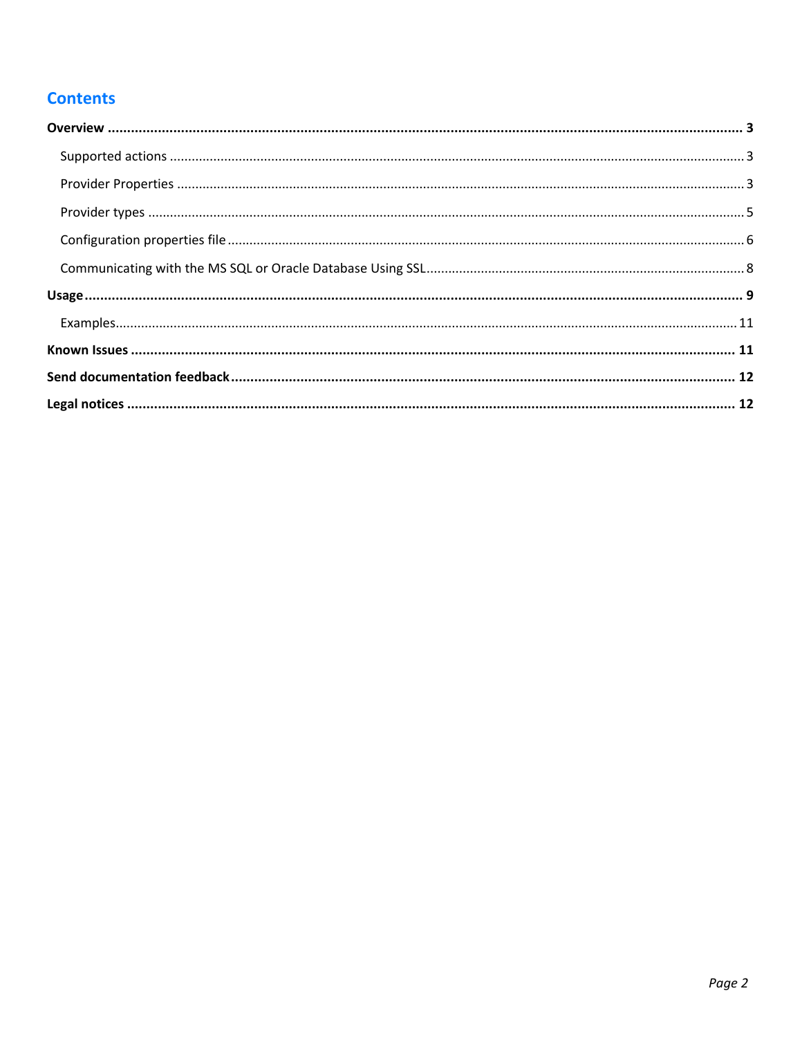# Contents

- **Overview** ..... **3**
  - Supported actions ..... 3
  - Provider Properties ..... 3
  - Provider types ..... 5
  - Configuration properties file ..... 6
  - Communicating with the MS SQL or Oracle Database Using SSL ..... 8
- **Usage** ..... **9**
  - Examples ..... 11
- **Known Issues** ..... **11**
- **Send documentation feedback** ..... **12**
- **Legal notices** ..... **12**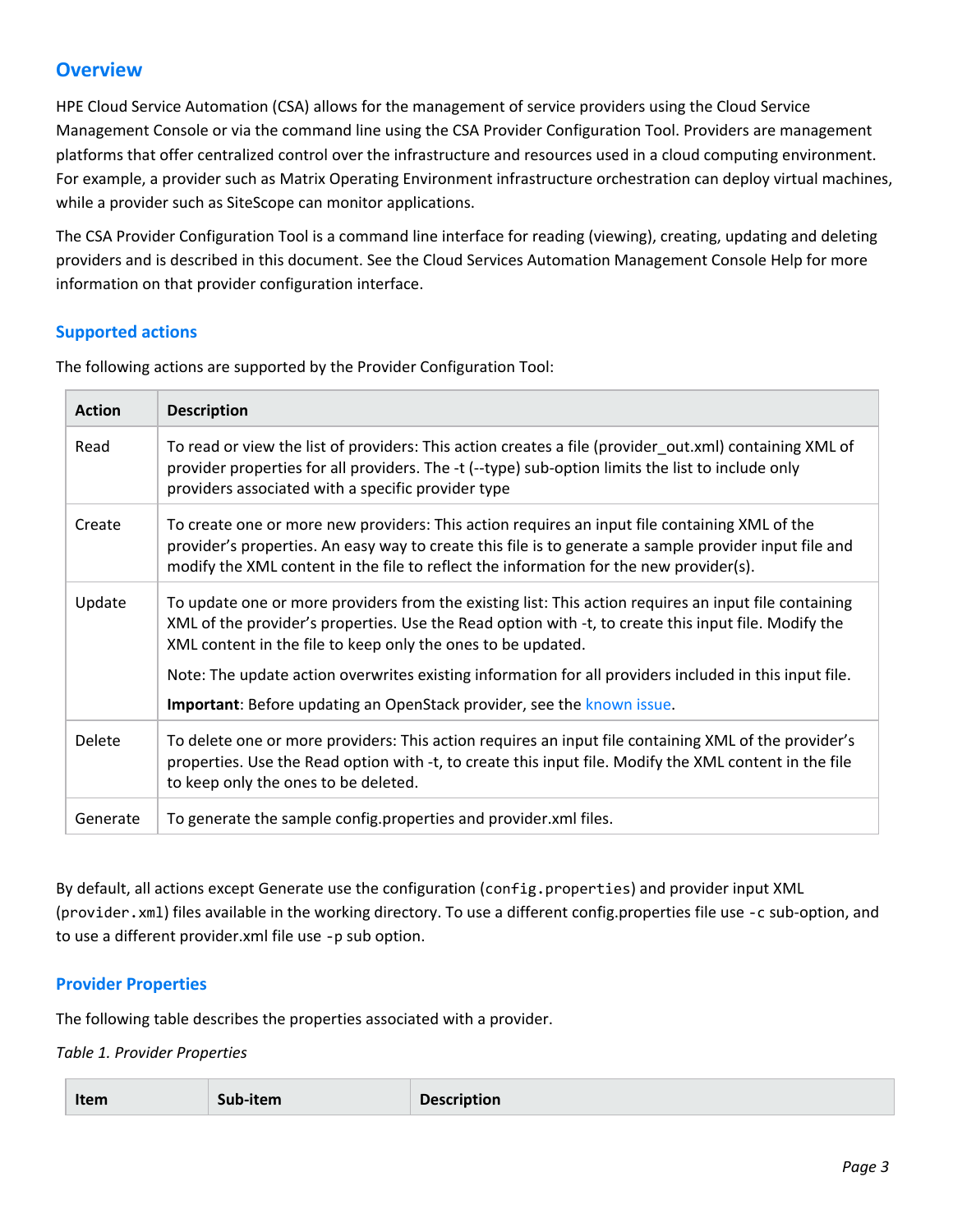## Overview

HPE Cloud Service Automation (CSA) allows for the management of service providers using the Cloud Service Management Console or via the command line using the CSA Provider Configuration Tool. Providers are management platforms that offer centralized control over the infrastructure and resources used in a cloud computing environment. For example, a provider such as Matrix Operating Environment infrastructure orchestration can deploy virtual machines, while a provider such as SiteScope can monitor applications.

The CSA Provider Configuration Tool is a command line interface for reading (viewing), creating, updating and deleting providers and is described in this document. See the Cloud Services Automation Management Console Help for more information on that provider configuration interface.

### Supported actions

The following actions are supported by the Provider Configuration Tool:

| Action | Description |
|---|---|
| Read | To read or view the list of providers: This action creates a file (provider_out.xml) containing XML of provider properties for all providers. The -t (--type) sub-option limits the list to include only providers associated with a specific provider type |
| Create | To create one or more new providers: This action requires an input file containing XML of the provider's properties. An easy way to create this file is to generate a sample provider input file and modify the XML content in the file to reflect the information for the new provider(s). |
| Update | To update one or more providers from the existing list: This action requires an input file containing XML of the provider's properties. Use the Read option with -t, to create this input file. Modify the XML content in the file to keep only the ones to be updated.<br><br>Note: The update action overwrites existing information for all providers included in this input file.<br><br>**Important**: Before updating an OpenStack provider, see the known issue. |
| Delete | To delete one or more providers: This action requires an input file containing XML of the provider's properties. Use the Read option with -t, to create this input file. Modify the XML content in the file to keep only the ones to be deleted. |
| Generate | To generate the sample config.properties and provider.xml files. |

By default, all actions except Generate use the configuration (`config.properties`) and provider input XML (`provider.xml`) files available in the working directory. To use a different config.properties file use `-c` sub-option, and to use a different provider.xml file use `-p` sub option.

### Provider Properties

The following table describes the properties associated with a provider.

*Table 1. Provider Properties*

| Item | Sub-item | Description |
|---|---|---|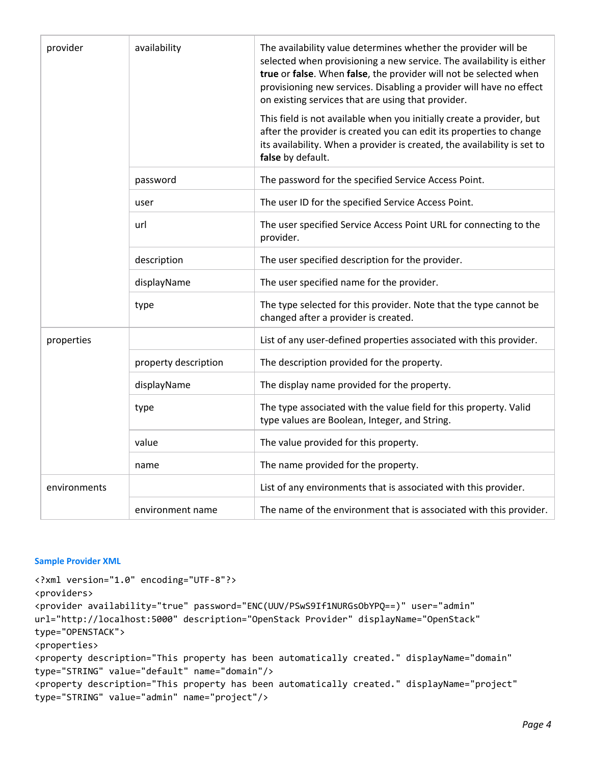| provider | availability | The availability value determines whether the provider will be selected when provisioning a new service. The availability is either **true** or **false**. When **false**, the provider will not be selected when provisioning new services. Disabling a provider will have no effect on existing services that are using that provider.<br><br>This field is not available when you initially create a provider, but after the provider is created you can edit its properties to change its availability. When a provider is created, the availability is set to **false** by default. |
|---|---|---|
| | password | The password for the specified Service Access Point. |
| | user | The user ID for the specified Service Access Point. |
| | url | The user specified Service Access Point URL for connecting to the provider. |
| | description | The user specified description for the provider. |
| | displayName | The user specified name for the provider. |
| | type | The type selected for this provider. Note that the type cannot be changed after a provider is created. |
| properties | | List of any user-defined properties associated with this provider. |
| | property description | The description provided for the property. |
| | displayName | The display name provided for the property. |
| | type | The type associated with the value field for this property. Valid type values are Boolean, Integer, and String. |
| | value | The value provided for this property. |
| | name | The name provided for the property. |
| environments | | List of any environments that is associated with this provider. |
| | environment name | The name of the environment that is associated with this provider. |

#### Sample Provider XML

```
<?xml version="1.0" encoding="UTF-8"?>
<providers>
<provider availability="true" password="ENC(UUV/PSwS9If1NURGsObYPQ==)" user="admin"
url="http://localhost:5000" description="OpenStack Provider" displayName="OpenStack"
type="OPENSTACK">
<properties>
<property description="This property has been automatically created." displayName="domain"
type="STRING" value="default" name="domain"/>
<property description="This property has been automatically created." displayName="project"
type="STRING" value="admin" name="project"/>
```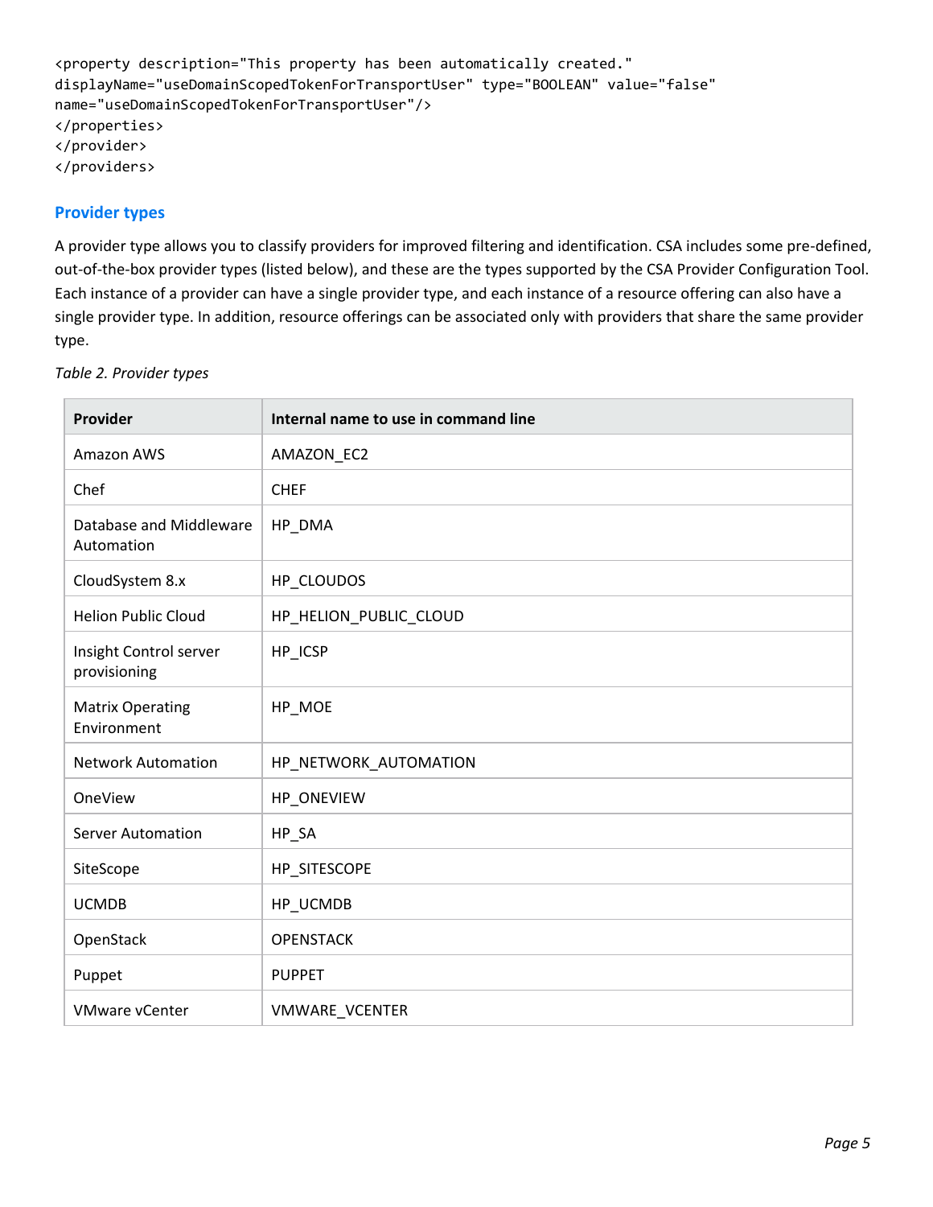```
<property description="This property has been automatically created."
displayName="useDomainScopedTokenForTransportUser" type="BOOLEAN" value="false"
name="useDomainScopedTokenForTransportUser"/>
</properties>
</provider>
</providers>
```

## Provider types

A provider type allows you to classify providers for improved filtering and identification. CSA includes some pre-defined, out-of-the-box provider types (listed below), and these are the types supported by the CSA Provider Configuration Tool. Each instance of a provider can have a single provider type, and each instance of a resource offering can also have a single provider type. In addition, resource offerings can be associated only with providers that share the same provider type.

*Table 2. Provider types*

| Provider | Internal name to use in command line |
| --- | --- |
| Amazon AWS | AMAZON_EC2 |
| Chef | CHEF |
| Database and Middleware Automation | HP_DMA |
| CloudSystem 8.x | HP_CLOUDOS |
| Helion Public Cloud | HP_HELION_PUBLIC_CLOUD |
| Insight Control server provisioning | HP_ICSP |
| Matrix Operating Environment | HP_MOE |
| Network Automation | HP_NETWORK_AUTOMATION |
| OneView | HP_ONEVIEW |
| Server Automation | HP_SA |
| SiteScope | HP_SITESCOPE |
| UCMDB | HP_UCMDB |
| OpenStack | OPENSTACK |
| Puppet | PUPPET |
| VMware vCenter | VMWARE_VCENTER |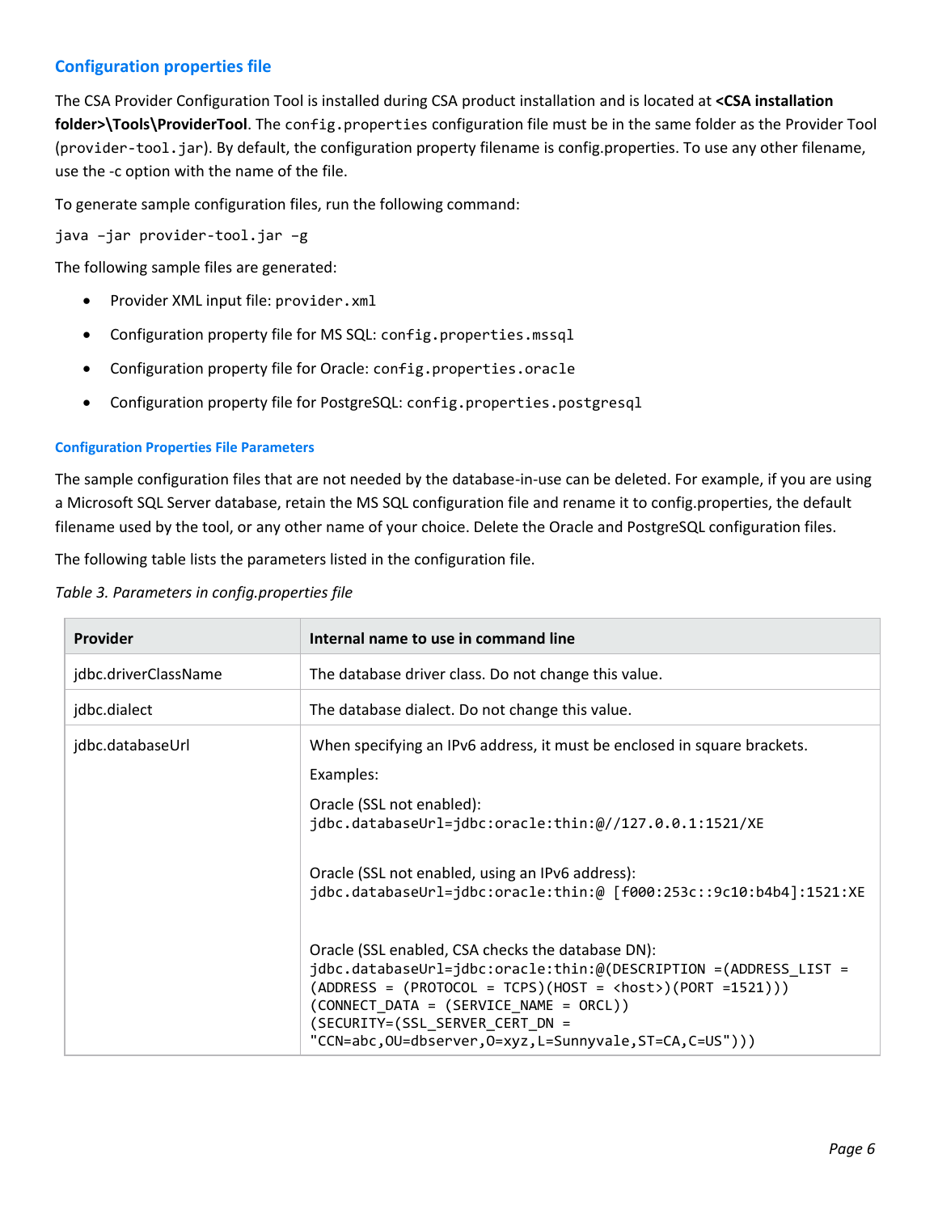## Configuration properties file

The CSA Provider Configuration Tool is installed during CSA product installation and is located at **<CSA installation folder>\Tools\ProviderTool**. The `config.properties` configuration file must be in the same folder as the Provider Tool (`provider-tool.jar`). By default, the configuration property filename is config.properties. To use any other filename, use the -c option with the name of the file.

To generate sample configuration files, run the following command:

```
java –jar provider-tool.jar –g
```

The following sample files are generated:

- Provider XML input file: `provider.xml`
- Configuration property file for MS SQL: `config.properties.mssql`
- Configuration property file for Oracle: `config.properties.oracle`
- Configuration property file for PostgreSQL: `config.properties.postgresql`

### Configuration Properties File Parameters

The sample configuration files that are not needed by the database-in-use can be deleted. For example, if you are using a Microsoft SQL Server database, retain the MS SQL configuration file and rename it to config.properties, the default filename used by the tool, or any other name of your choice. Delete the Oracle and PostgreSQL configuration files.

The following table lists the parameters listed in the configuration file.

*Table 3. Parameters in config.properties file*

| Provider | Internal name to use in command line |
|---|---|
| jdbc.driverClassName | The database driver class. Do not change this value. |
| jdbc.dialect | The database dialect. Do not change this value. |
| jdbc.databaseUrl | When specifying an IPv6 address, it must be enclosed in square brackets.<br><br>Examples:<br><br>Oracle (SSL not enabled):<br>`jdbc.databaseUrl=jdbc:oracle:thin:@//127.0.0.1:1521/XE`<br><br>Oracle (SSL not enabled, using an IPv6 address):<br>`jdbc.databaseUrl=jdbc:oracle:thin:@ [f000:253c::9c10:b4b4]:1521:XE`<br><br>Oracle (SSL enabled, CSA checks the database DN):<br>`jdbc.databaseUrl=jdbc:oracle:thin:@(DESCRIPTION =(ADDRESS_LIST = (ADDRESS = (PROTOCOL = TCPS)(HOST = <host>)(PORT =1521))) (CONNECT_DATA = (SERVICE_NAME = ORCL)) (SECURITY=(SSL_SERVER_CERT_DN = "CCN=abc,OU=dbserver,O=xyz,L=Sunnyvale,ST=CA,C=US")))` |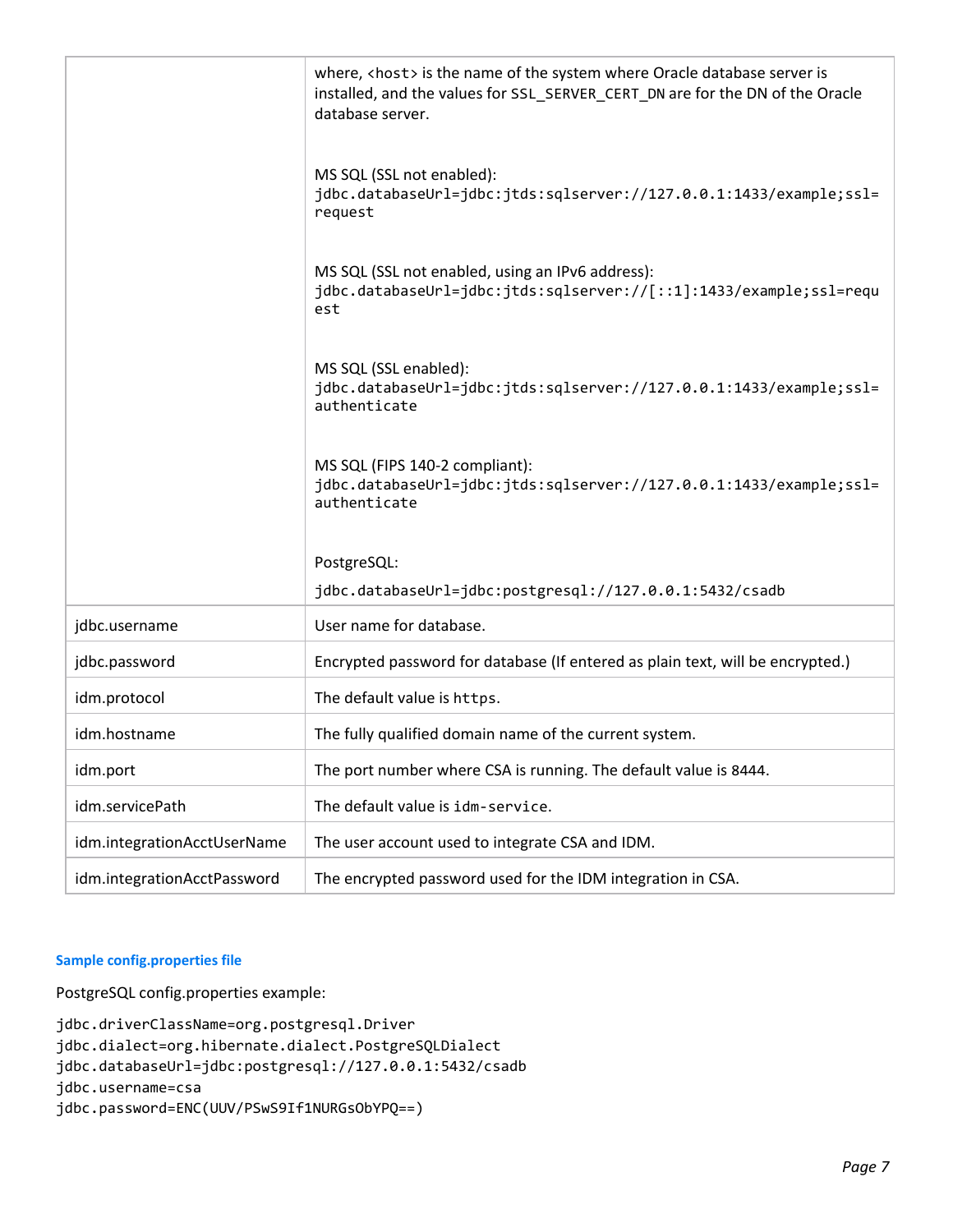| | |
|---|---|
| | where, `<host>` is the name of the system where Oracle database server is installed, and the values for `SSL_SERVER_CERT_DN` are for the DN of the Oracle database server.<br><br>MS SQL (SSL not enabled):<br>`jdbc.databaseUrl=jdbc:jtds:sqlserver://127.0.0.1:1433/example;ssl=request`<br><br>MS SQL (SSL not enabled, using an IPv6 address):<br>`jdbc.databaseUrl=jdbc:jtds:sqlserver://[::1]:1433/example;ssl=request`<br><br>MS SQL (SSL enabled):<br>`jdbc.databaseUrl=jdbc:jtds:sqlserver://127.0.0.1:1433/example;ssl=authenticate`<br><br>MS SQL (FIPS 140-2 compliant):<br>`jdbc.databaseUrl=jdbc:jtds:sqlserver://127.0.0.1:1433/example;ssl=authenticate`<br><br>PostgreSQL:<br>`jdbc.databaseUrl=jdbc:postgresql://127.0.0.1:5432/csadb` |
| jdbc.username | User name for database. |
| jdbc.password | Encrypted password for database (If entered as plain text, will be encrypted.) |
| idm.protocol | The default value is `https`. |
| idm.hostname | The fully qualified domain name of the current system. |
| idm.port | The port number where CSA is running. The default value is 8444. |
| idm.servicePath | The default value is `idm-service`. |
| idm.integrationAcctUserName | The user account used to integrate CSA and IDM. |
| idm.integrationAcctPassword | The encrypted password used for the IDM integration in CSA. |

#### Sample config.properties file

PostgreSQL config.properties example:

```
jdbc.driverClassName=org.postgresql.Driver
jdbc.dialect=org.hibernate.dialect.PostgreSQLDialect
jdbc.databaseUrl=jdbc:postgresql://127.0.0.1:5432/csadb
jdbc.username=csa
jdbc.password=ENC(UUV/PSwS9If1NURGsObYPQ==)
```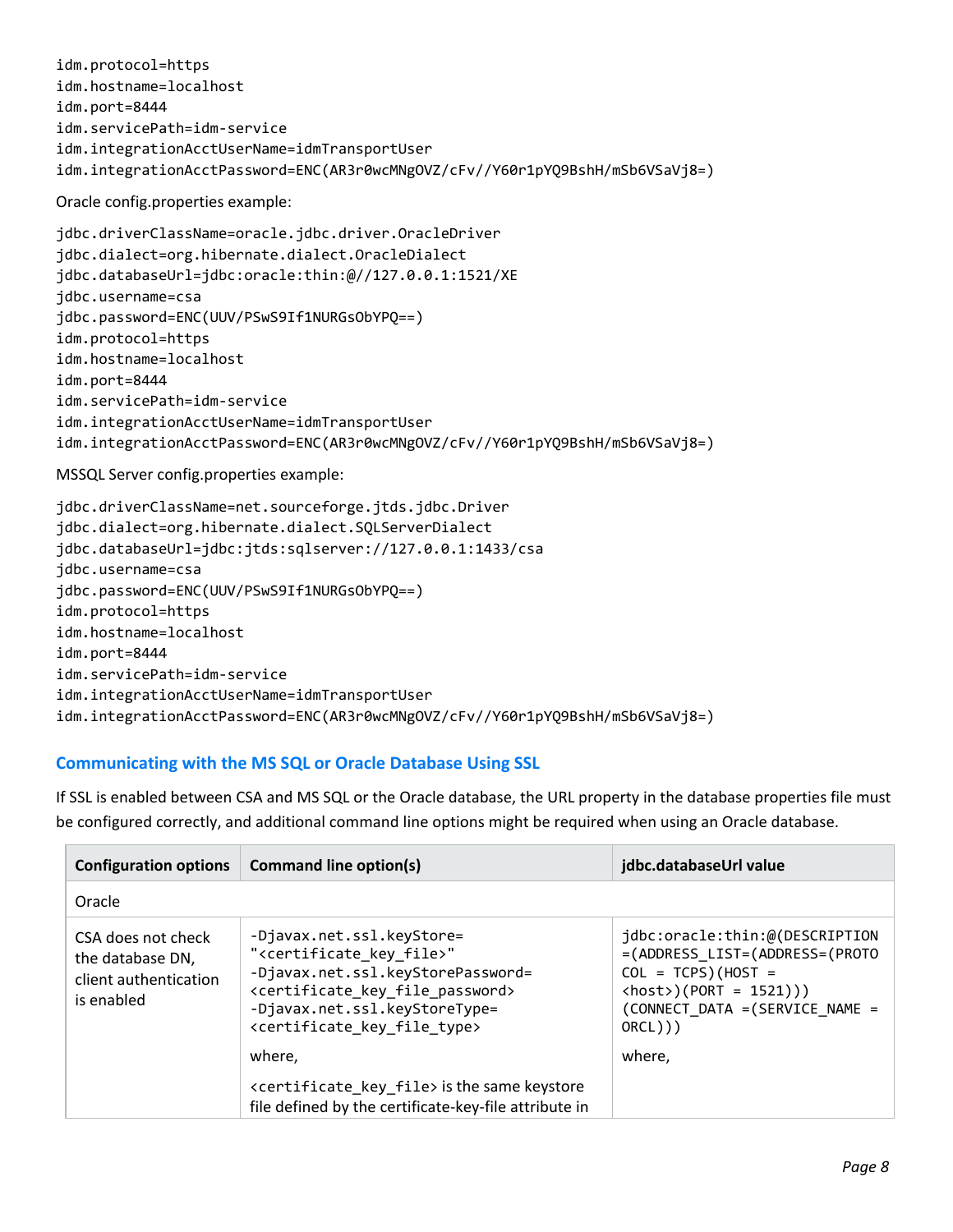```
idm.protocol=https
idm.hostname=localhost
idm.port=8444
idm.servicePath=idm-service
idm.integrationAcctUserName=idmTransportUser
idm.integrationAcctPassword=ENC(AR3r0wcMNgOVZ/cFv//Y60r1pYQ9BshH/mSb6VSaVj8=)
```

Oracle config.properties example:

```
jdbc.driverClassName=oracle.jdbc.driver.OracleDriver
jdbc.dialect=org.hibernate.dialect.OracleDialect
jdbc.databaseUrl=jdbc:oracle:thin:@//127.0.0.1:1521/XE
jdbc.username=csa
jdbc.password=ENC(UUV/PSwS9If1NURGsObYPQ==)
idm.protocol=https
idm.hostname=localhost
idm.port=8444
idm.servicePath=idm-service
idm.integrationAcctUserName=idmTransportUser
idm.integrationAcctPassword=ENC(AR3r0wcMNgOVZ/cFv//Y60r1pYQ9BshH/mSb6VSaVj8=)
```

MSSQL Server config.properties example:

```
jdbc.driverClassName=net.sourceforge.jtds.jdbc.Driver
jdbc.dialect=org.hibernate.dialect.SQLServerDialect
jdbc.databaseUrl=jdbc:jtds:sqlserver://127.0.0.1:1433/csa
jdbc.username=csa
jdbc.password=ENC(UUV/PSwS9If1NURGsObYPQ==)
idm.protocol=https
idm.hostname=localhost
idm.port=8444
idm.servicePath=idm-service
idm.integrationAcctUserName=idmTransportUser
idm.integrationAcctPassword=ENC(AR3r0wcMNgOVZ/cFv//Y60r1pYQ9BshH/mSb6VSaVj8=)
```

### Communicating with the MS SQL or Oracle Database Using SSL

If SSL is enabled between CSA and MS SQL or the Oracle database, the URL property in the database properties file must be configured correctly, and additional command line options might be required when using an Oracle database.

| Configuration options | Command line option(s) | jdbc.databaseUrl value |
|---|---|---|
| Oracle | | |
| CSA does not check the database DN, client authentication is enabled | `-Djavax.net.ssl.keyStore= "<certificate_key_file>" -Djavax.net.ssl.keyStorePassword= <certificate_key_file_password> -Djavax.net.ssl.keyStoreType= <certificate_key_file_type>`<br><br>where,<br><br>`<certificate_key_file>` is the same keystore file defined by the certificate-key-file attribute in | `jdbc:oracle:thin:@(DESCRIPTION =(ADDRESS_LIST=(ADDRESS=(PROTOCOL = TCPS)(HOST = <host>)(PORT = 1521))) (CONNECT_DATA =(SERVICE_NAME = ORCL)))`<br><br>where, |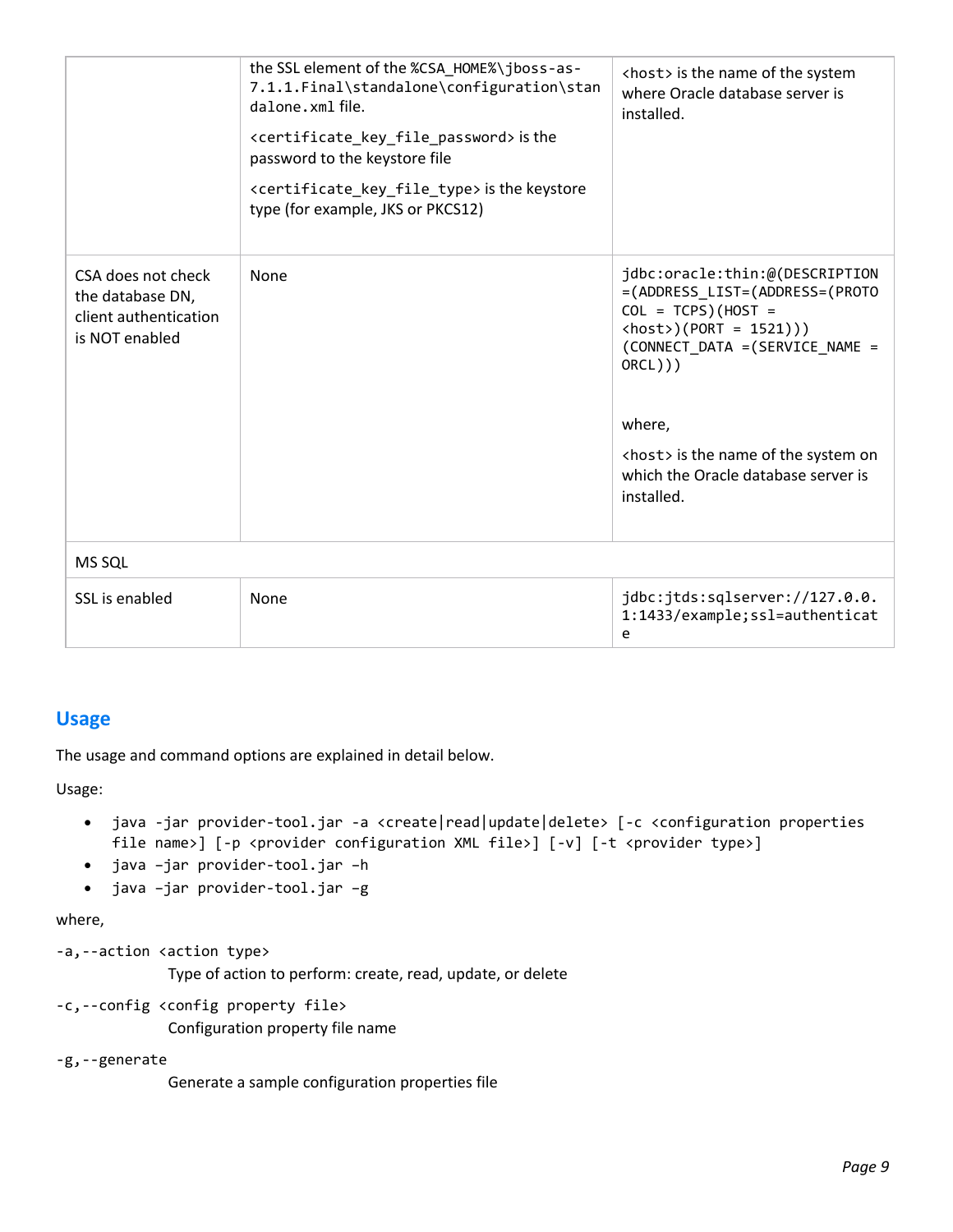| | | |
|---|---|---|
| | the SSL element of the `%CSA_HOME%\jboss-as-7.1.1.Final\standalone\configuration\standalone.xml` file.<br><br>`<certificate_key_file_password>` is the password to the keystore file<br><br>`<certificate_key_file_type>` is the keystore type (for example, JKS or PKCS12) | `<host>` is the name of the system where Oracle database server is installed. |
| CSA does not check the database DN, client authentication is NOT enabled | None | `jdbc:oracle:thin:@(DESCRIPTION=(ADDRESS_LIST=(ADDRESS=(PROTOCOL = TCPS)(HOST = <host>)(PORT = 1521)))(CONNECT_DATA =(SERVICE_NAME = ORCL)))`<br><br>where,<br><br>`<host>` is the name of the system on which the Oracle database server is installed. |
| MS SQL | | |
| SSL is enabled | None | `jdbc:jtds:sqlserver://127.0.0.1:1433/example;ssl=authenticate` |

## Usage

The usage and command options are explained in detail below.

Usage:

- `java -jar provider-tool.jar -a <create|read|update|delete> [-c <configuration properties file name>] [-p <provider configuration XML file>] [-v] [-t <provider type>]`
- `java –jar provider-tool.jar –h`
- `java –jar provider-tool.jar –g`

where,

`-a,--action <action type>`

Type of action to perform: create, read, update, or delete

`-c,--config <config property file>`

Configuration property file name

`-g,--generate`

Generate a sample configuration properties file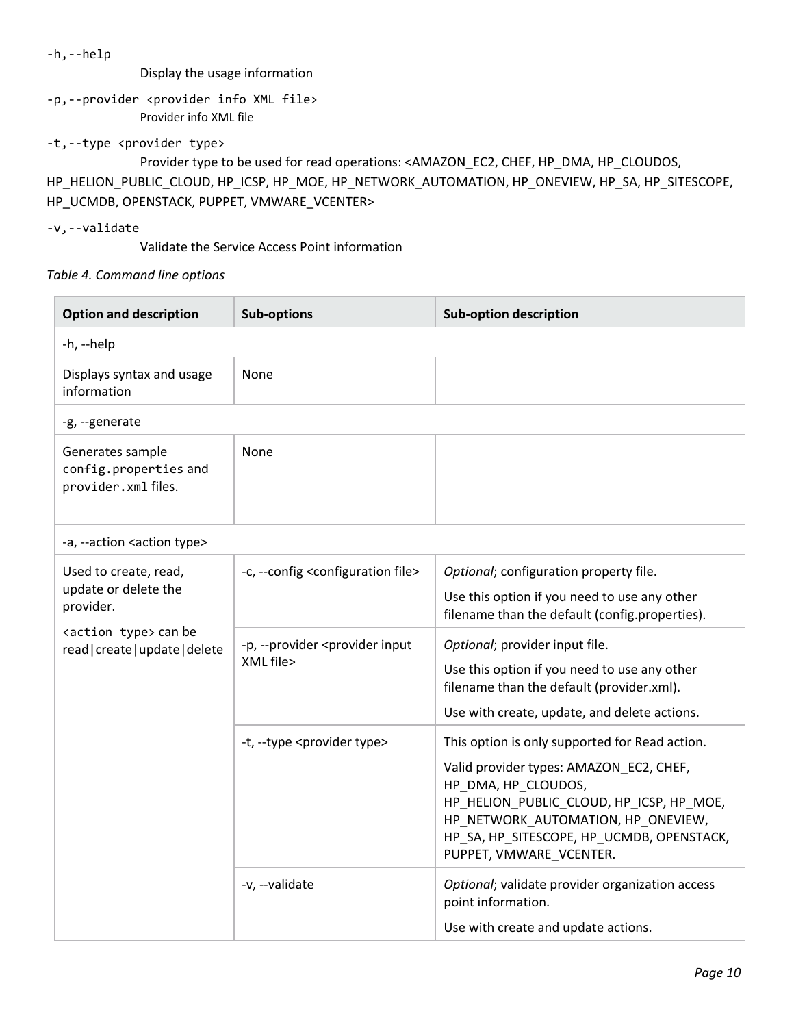```
-h,--help
                Display the usage information
-p,--provider <provider info XML file>
                Provider info XML file
-t,--type <provider type>
                Provider type to be used for read operations: <AMAZON_EC2, CHEF, HP_DMA, HP_CLOUDOS, HP_HELION_PUBLIC_CLOUD, HP_ICSP, HP_MOE, HP_NETWORK_AUTOMATION, HP_ONEVIEW, HP_SA, HP_SITESCOPE, HP_UCMDB, OPENSTACK, PUPPET, VMWARE_VCENTER>
-v,--validate
                Validate the Service Access Point information
```

*Table 4. Command line options*

| Option and description | Sub-options | Sub-option description |
|---|---|---|
| -h, --help | | |
| Displays syntax and usage information | None | |
| -g, --generate | | |
| Generates sample `config.properties` and `provider.xml` files. | None | |
| -a, --action <action type> | | |
| Used to create, read, update or delete the provider.<br><br>`<action type>` can be `read\|create\|update\|delete` | -c, --config <configuration file> | *Optional*; configuration property file.<br><br>Use this option if you need to use any other filename than the default (config.properties). |
| | -p, --provider <provider input XML file> | *Optional*; provider input file.<br><br>Use this option if you need to use any other filename than the default (provider.xml).<br><br>Use with create, update, and delete actions. |
| | -t, --type <provider type> | This option is only supported for Read action.<br><br>Valid provider types: AMAZON_EC2, CHEF, HP_DMA, HP_CLOUDOS, HP_HELION_PUBLIC_CLOUD, HP_ICSP, HP_MOE, HP_NETWORK_AUTOMATION, HP_ONEVIEW, HP_SA, HP_SITESCOPE, HP_UCMDB, OPENSTACK, PUPPET, VMWARE_VCENTER. |
| | -v, --validate | *Optional*; validate provider organization access point information.<br><br>Use with create and update actions. |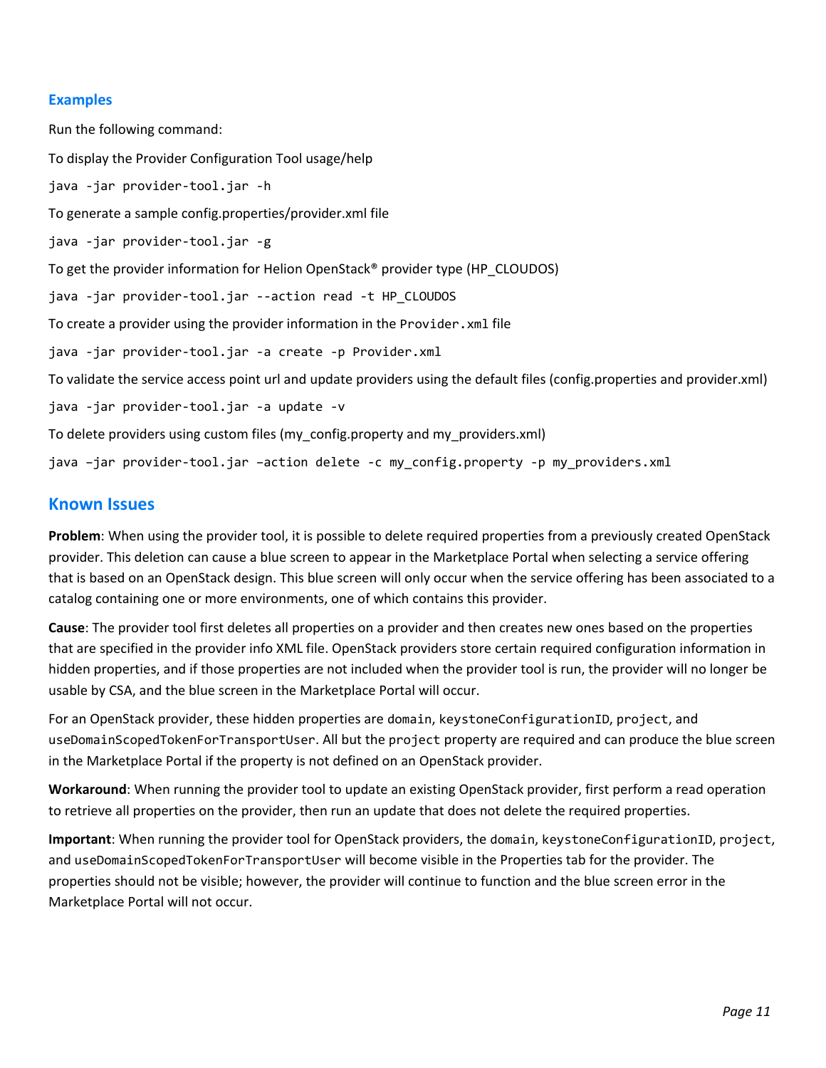### Examples

Run the following command:

To display the Provider Configuration Tool usage/help

```
java -jar provider-tool.jar -h
```

To generate a sample config.properties/provider.xml file

```
java -jar provider-tool.jar -g
```

To get the provider information for Helion OpenStack® provider type (HP_CLOUDOS)

```
java -jar provider-tool.jar --action read -t HP_CLOUDOS
```

To create a provider using the provider information in the `Provider.xml` file

```
java -jar provider-tool.jar -a create -p Provider.xml
```

To validate the service access point url and update providers using the default files (config.properties and provider.xml)

```
java -jar provider-tool.jar -a update -v
```

To delete providers using custom files (my_config.property and my_providers.xml)

```
java –jar provider-tool.jar –action delete -c my_config.property -p my_providers.xml
```

## Known Issues

**Problem**: When using the provider tool, it is possible to delete required properties from a previously created OpenStack provider. This deletion can cause a blue screen to appear in the Marketplace Portal when selecting a service offering that is based on an OpenStack design. This blue screen will only occur when the service offering has been associated to a catalog containing one or more environments, one of which contains this provider.

**Cause**: The provider tool first deletes all properties on a provider and then creates new ones based on the properties that are specified in the provider info XML file. OpenStack providers store certain required configuration information in hidden properties, and if those properties are not included when the provider tool is run, the provider will no longer be usable by CSA, and the blue screen in the Marketplace Portal will occur.

For an OpenStack provider, these hidden properties are `domain`, `keystoneConfigurationID`, `project`, and `useDomainScopedTokenForTransportUser`. All but the `project` property are required and can produce the blue screen in the Marketplace Portal if the property is not defined on an OpenStack provider.

**Workaround**: When running the provider tool to update an existing OpenStack provider, first perform a read operation to retrieve all properties on the provider, then run an update that does not delete the required properties.

**Important**: When running the provider tool for OpenStack providers, the `domain`, `keystoneConfigurationID`, `project`, and `useDomainScopedTokenForTransportUser` will become visible in the Properties tab for the provider. The properties should not be visible; however, the provider will continue to function and the blue screen error in the Marketplace Portal will not occur.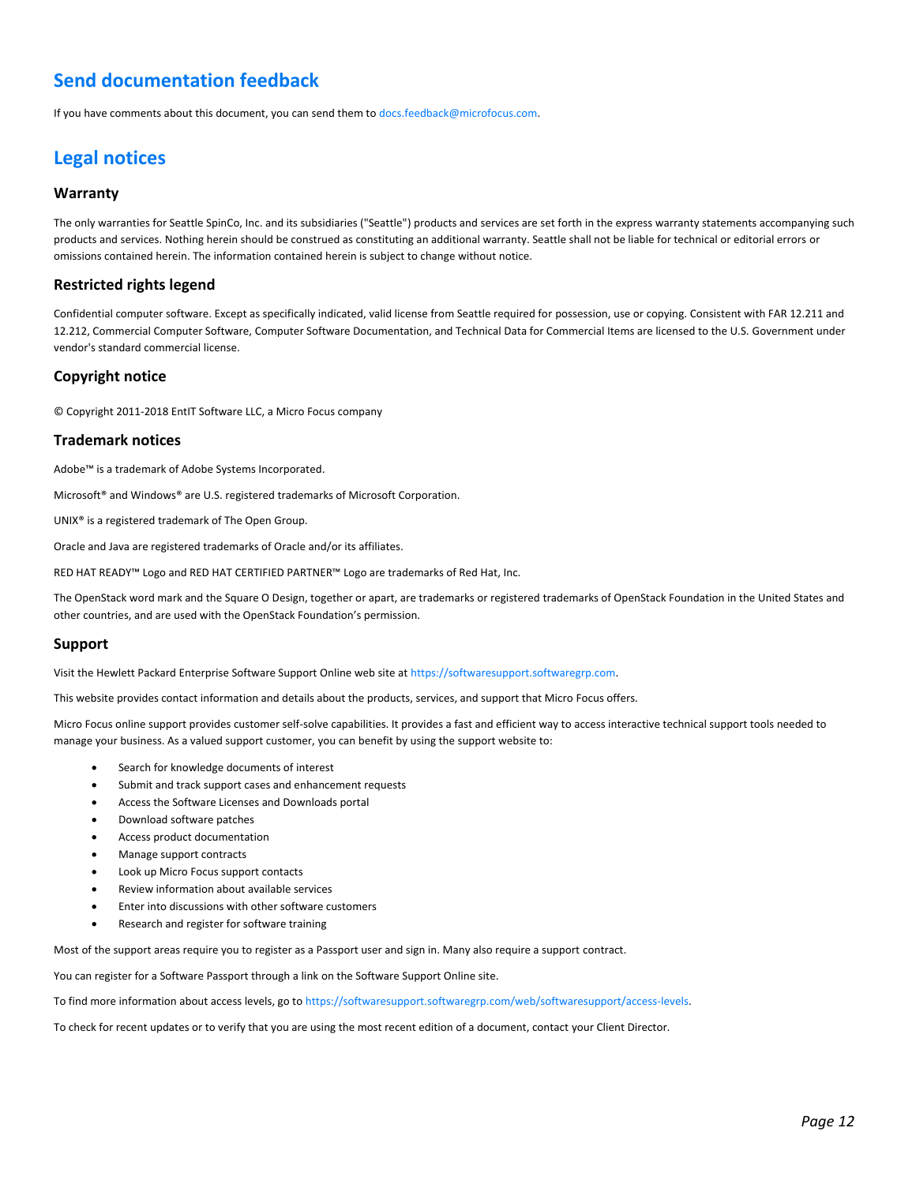## Send documentation feedback

If you have comments about this document, you can send them to docs.feedback@microfocus.com.

## Legal notices

### Warranty

The only warranties for Seattle SpinCo, Inc. and its subsidiaries ("Seattle") products and services are set forth in the express warranty statements accompanying such products and services. Nothing herein should be construed as constituting an additional warranty. Seattle shall not be liable for technical or editorial errors or omissions contained herein. The information contained herein is subject to change without notice.

### Restricted rights legend

Confidential computer software. Except as specifically indicated, valid license from Seattle required for possession, use or copying. Consistent with FAR 12.211 and 12.212, Commercial Computer Software, Computer Software Documentation, and Technical Data for Commercial Items are licensed to the U.S. Government under vendor's standard commercial license.

### Copyright notice

© Copyright 2011-2018 EntIT Software LLC, a Micro Focus company

### Trademark notices

Adobe™ is a trademark of Adobe Systems Incorporated.

Microsoft® and Windows® are U.S. registered trademarks of Microsoft Corporation.

UNIX® is a registered trademark of The Open Group.

Oracle and Java are registered trademarks of Oracle and/or its affiliates.

RED HAT READY™ Logo and RED HAT CERTIFIED PARTNER™ Logo are trademarks of Red Hat, Inc.

The OpenStack word mark and the Square O Design, together or apart, are trademarks or registered trademarks of OpenStack Foundation in the United States and other countries, and are used with the OpenStack Foundation's permission.

### Support

Visit the Hewlett Packard Enterprise Software Support Online web site at https://softwaresupport.softwaregrp.com.

This website provides contact information and details about the products, services, and support that Micro Focus offers.

Micro Focus online support provides customer self-solve capabilities. It provides a fast and efficient way to access interactive technical support tools needed to manage your business. As a valued support customer, you can benefit by using the support website to:

- Search for knowledge documents of interest
- Submit and track support cases and enhancement requests
- Access the Software Licenses and Downloads portal
- Download software patches
- Access product documentation
- Manage support contracts
- Look up Micro Focus support contacts
- Review information about available services
- Enter into discussions with other software customers
- Research and register for software training

Most of the support areas require you to register as a Passport user and sign in. Many also require a support contract.

You can register for a Software Passport through a link on the Software Support Online site.

To find more information about access levels, go to https://softwaresupport.softwaregrp.com/web/softwaresupport/access-levels.

To check for recent updates or to verify that you are using the most recent edition of a document, contact your Client Director.